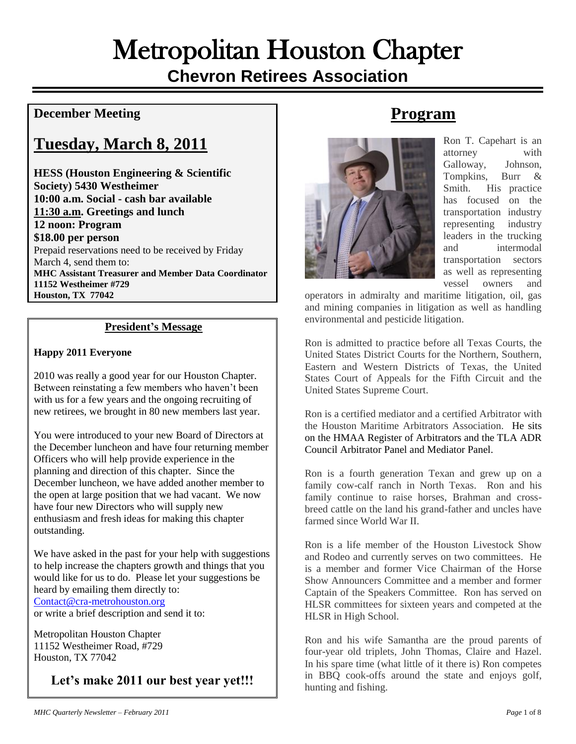# Metropolitan Houston Chapter

## Chevron Retirees Association

**December Meeting**

## Tuesday, March 8, 2011

**HESS (Houston Engineering & Scientific Society) 5430 Westheimer**
**10:00 a.m. Social - cash bar available**
**11:30 a.m. Greetings and lunch**
**12 noon: Program**
**$18.00 per person**

Prepaid reservations need to be received by Friday March 4, send them to:
**MHC Assistant Treasurer and Member Data Coordinator**
**11152 Westheimer #729**
**Houston, TX 77042**

### President's Message

**Happy 2011 Everyone**

2010 was really a good year for our Houston Chapter. Between reinstating a few members who haven't been with us for a few years and the ongoing recruiting of new retirees, we brought in 80 new members last year.

You were introduced to your new Board of Directors at the December luncheon and have four returning member Officers who will help provide experience in the planning and direction of this chapter. Since the December luncheon, we have added another member to the open at large position that we had vacant. We now have four new Directors who will supply new enthusiasm and fresh ideas for making this chapter outstanding.

We have asked in the past for your help with suggestions to help increase the chapters growth and things that you would like for us to do. Please let your suggestions be heard by emailing them directly to:
Contact@cra-metrohouston.org
or write a brief description and send it to:

Metropolitan Houston Chapter
11152 Westheimer Road, #729
Houston, TX 77042

**Let's make 2011 our best year yet!!!**

## Program

Ron T. Capehart is an attorney with Galloway, Johnson, Tompkins, Burr & Smith. His practice has focused on the transportation industry representing industry leaders in the trucking and intermodal transportation sectors as well as representing vessel owners and operators in admiralty and maritime litigation, oil, gas and mining companies in litigation as well as handling environmental and pesticide litigation.

Ron is admitted to practice before all Texas Courts, the United States District Courts for the Northern, Southern, Eastern and Western Districts of Texas, the United States Court of Appeals for the Fifth Circuit and the United States Supreme Court.

Ron is a certified mediator and a certified Arbitrator with the Houston Maritime Arbitrators Association. He sits on the HMAA Register of Arbitrators and the TLA ADR Council Arbitrator Panel and Mediator Panel.

Ron is a fourth generation Texan and grew up on a family cow-calf ranch in North Texas. Ron and his family continue to raise horses, Brahman and cross-breed cattle on the land his grand-father and uncles have farmed since World War II.

Ron is a life member of the Houston Livestock Show and Rodeo and currently serves on two committees. He is a member and former Vice Chairman of the Horse Show Announcers Committee and a member and former Captain of the Speakers Committee. Ron has served on HLSR committees for sixteen years and competed at the HLSR in High School.

Ron and his wife Samantha are the proud parents of four-year old triplets, John Thomas, Claire and Hazel. In his spare time (what little of it there is) Ron competes in BBQ cook-offs around the state and enjoys golf, hunting and fishing.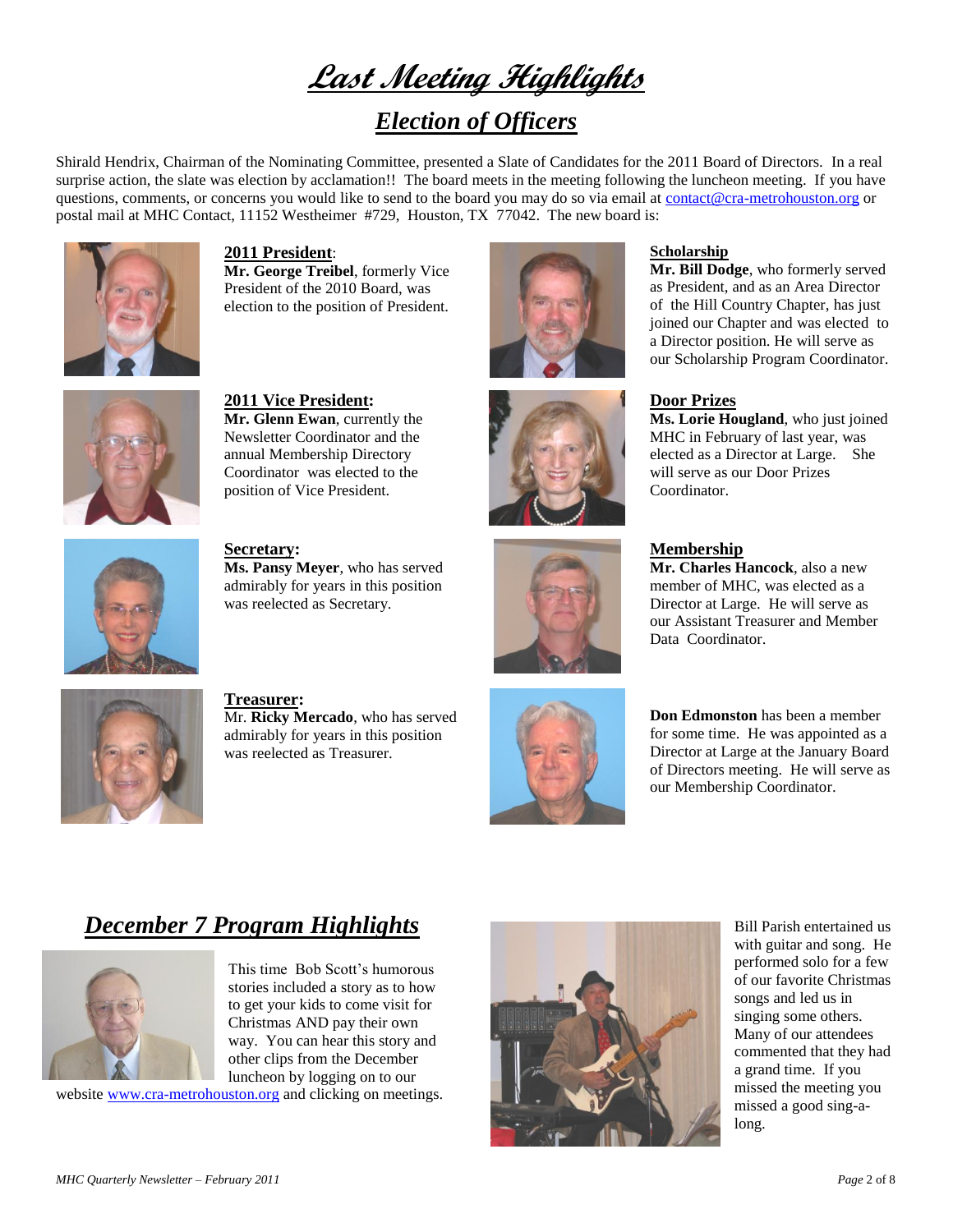# *Last Meeting Highlights*

## *Election of Officers*

Shirald Hendrix, Chairman of the Nominating Committee, presented a Slate of Candidates for the 2011 Board of Directors. In a real surprise action, the slate was election by acclamation!! The board meets in the meeting following the luncheon meeting. If you have questions, comments, or concerns you would like to send to the board you may do so via email at contact@cra-metrohouston.org or postal mail at MHC Contact, 11152 Westheimer #729, Houston, TX 77042. The new board is:

**2011 President**:
**Mr. George Treibel**, formerly Vice President of the 2010 Board, was election to the position of President.

**2011 Vice President:**
**Mr. Glenn Ewan**, currently the Newsletter Coordinator and the annual Membership Directory Coordinator was elected to the position of Vice President.

**Secretary:**
**Ms. Pansy Meyer**, who has served admirably for years in this position was reelected as Secretary.

**Treasurer:**
Mr. **Ricky Mercado**, who has served admirably for years in this position was reelected as Treasurer.

**Scholarship**
**Mr. Bill Dodge**, who formerly served as President, and as an Area Director of the Hill Country Chapter, has just joined our Chapter and was elected to a Director position. He will serve as our Scholarship Program Coordinator.

**Door Prizes**
**Ms. Lorie Hougland**, who just joined MHC in February of last year, was elected as a Director at Large. She will serve as our Door Prizes Coordinator.

**Membership**
**Mr. Charles Hancock**, also a new member of MHC, was elected as a Director at Large. He will serve as our Assistant Treasurer and Member Data Coordinator.

**Don Edmonston** has been a member for some time. He was appointed as a Director at Large at the January Board of Directors meeting. He will serve as our Membership Coordinator.

## *December 7 Program Highlights*

This time Bob Scott's humorous stories included a story as to how to get your kids to come visit for Christmas AND pay their own way. You can hear this story and other clips from the December luncheon by logging on to our website www.cra-metrohouston.org and clicking on meetings.

Bill Parish entertained us with guitar and song. He performed solo for a few of our favorite Christmas songs and led us in singing some others. Many of our attendees commented that they had a grand time. If you missed the meeting you missed a good sing-a-long.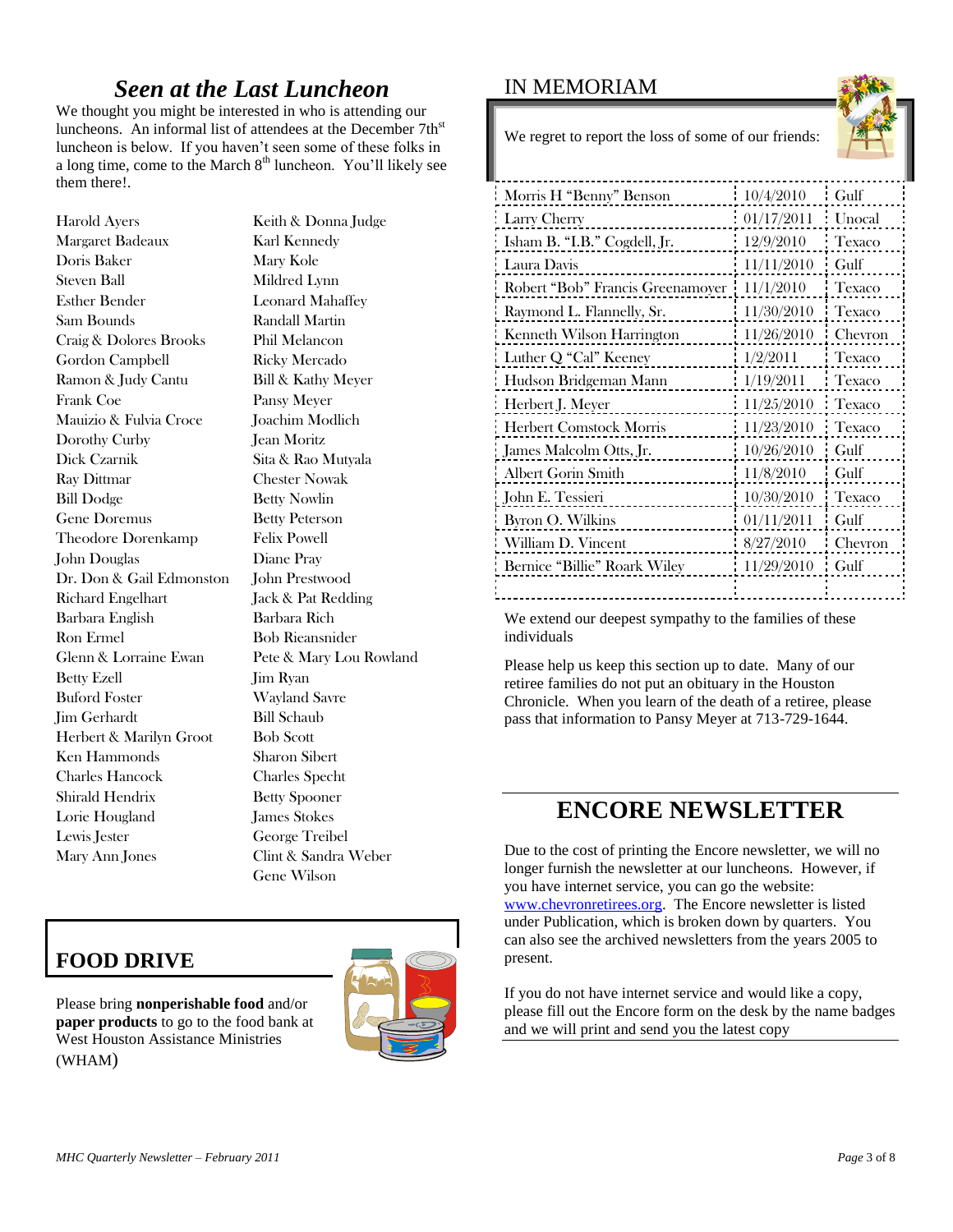## *Seen at the Last Luncheon*

We thought you might be interested in who is attending our luncheons. An informal list of attendees at the December 7th[st] luncheon is below. If you haven't seen some of these folks in a long time, come to the March 8[th] luncheon. You'll likely see them there!.

Harold Ayers
Margaret Badeaux
Doris Baker
Steven Ball
Esther Bender
Sam Bounds
Craig & Dolores Brooks
Gordon Campbell
Ramon & Judy Cantu
Frank Coe
Mauizio & Fulvia Croce
Dorothy Curby
Dick Czarnik
Ray Dittmar
Bill Dodge
Gene Doremus
Theodore Dorenkamp
John Douglas
Dr. Don & Gail Edmonston
Richard Engelhart
Barbara English
Ron Ermel
Glenn & Lorraine Ewan
Betty Ezell
Buford Foster
Jim Gerhardt
Herbert & Marilyn Groot
Ken Hammonds
Charles Hancock
Shirald Hendrix
Lorie Hougland
Lewis Jester
Mary Ann Jones
Keith & Donna Judge
Karl Kennedy
Mary Kole
Mildred Lynn
Leonard Mahaffey
Randall Martin
Phil Melancon
Ricky Mercado
Bill & Kathy Meyer
Pansy Meyer
Joachim Modlich
Jean Moritz
Sita & Rao Mutyala
Chester Nowak
Betty Nowlin
Betty Peterson
Felix Powell
Diane Pray
John Prestwood
Jack & Pat Redding
Barbara Rich
Bob Rieansnider
Pete & Mary Lou Rowland
Jim Ryan
Wayland Savre
Bill Schaub
Bob Scott
Sharon Sibert
Charles Specht
Betty Spooner
James Stokes
George Treibel
Clint & Sandra Weber
Gene Wilson

## FOOD DRIVE

Please bring **nonperishable food** and/or **paper products** to go to the food bank at West Houston Assistance Ministries (WHAM)

## IN MEMORIAM

We regret to report the loss of some of our friends:

| Name | Date | Company |
|---|---|---|
| Morris H "Benny" Benson | 10/4/2010 | Gulf |
| Larry Cherry | 01/17/2011 | Unocal |
| Isham B. "I.B." Cogdell, Jr. | 12/9/2010 | Texaco |
| Laura Davis | 11/11/2010 | Gulf |
| Robert "Bob" Francis Greenamoyer | 11/1/2010 | Texaco |
| Raymond L. Flannelly, Sr. | 11/30/2010 | Texaco |
| Kenneth Wilson Harrington | 11/26/2010 | Chevron |
| Luther Q "Cal" Keeney | 1/2/2011 | Texaco |
| Hudson Bridgeman Mann | 1/19/2011 | Texaco |
| Herbert J. Meyer | 11/25/2010 | Texaco |
| Herbert Comstock Morris | 11/23/2010 | Texaco |
| James Malcolm Otts, Jr. | 10/26/2010 | Gulf |
| Albert Gorin Smith | 11/8/2010 | Gulf |
| John E. Tessieri | 10/30/2010 | Texaco |
| Byron O. Wilkins | 01/11/2011 | Gulf |
| William D. Vincent | 8/27/2010 | Chevron |
| Bernice "Billie" Roark Wiley | 11/29/2010 | Gulf |

We extend our deepest sympathy to the families of these individuals

Please help us keep this section up to date. Many of our retiree families do not put an obituary in the Houston Chronicle. When you learn of the death of a retiree, please pass that information to Pansy Meyer at 713-729-1644.

## ENCORE NEWSLETTER

Due to the cost of printing the Encore newsletter, we will no longer furnish the newsletter at our luncheons. However, if you have internet service, you can go the website: www.chevronretirees.org. The Encore newsletter is listed under Publication, which is broken down by quarters. You can also see the archived newsletters from the years 2005 to present.

If you do not have internet service and would like a copy, please fill out the Encore form on the desk by the name badges and we will print and send you the latest copy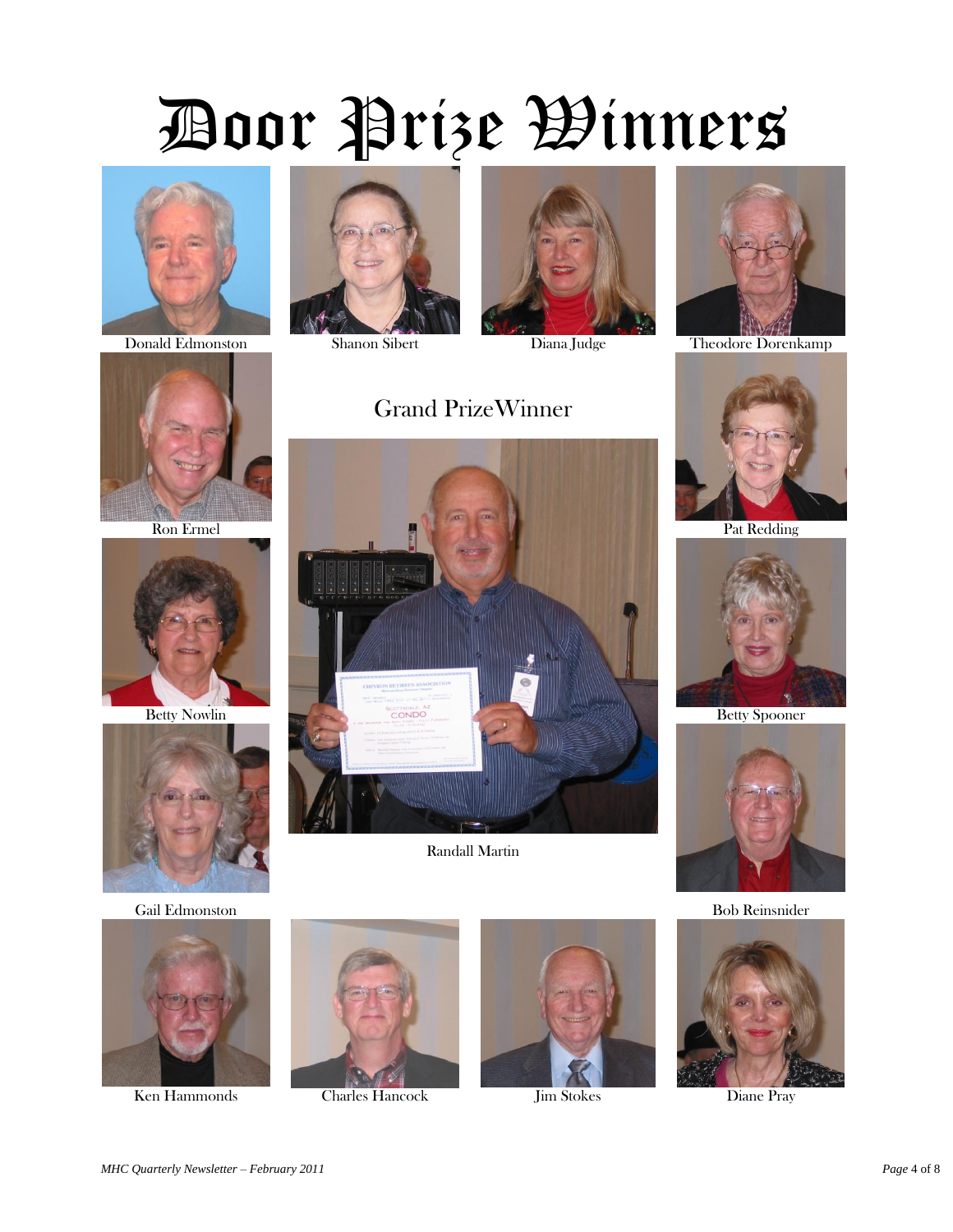# Door Prize Winners

Donald Edmonston

Shanon Sibert

Diana Judge

Theodore Dorenkamp

Ron Ermel

## Grand PrizeWinner

Pat Redding

Betty Nowlin

Betty Spooner

Randall Martin

Gail Edmonston

Bob Reinsnider

Ken Hammonds

Charles Hancock

Jim Stokes

Diane Pray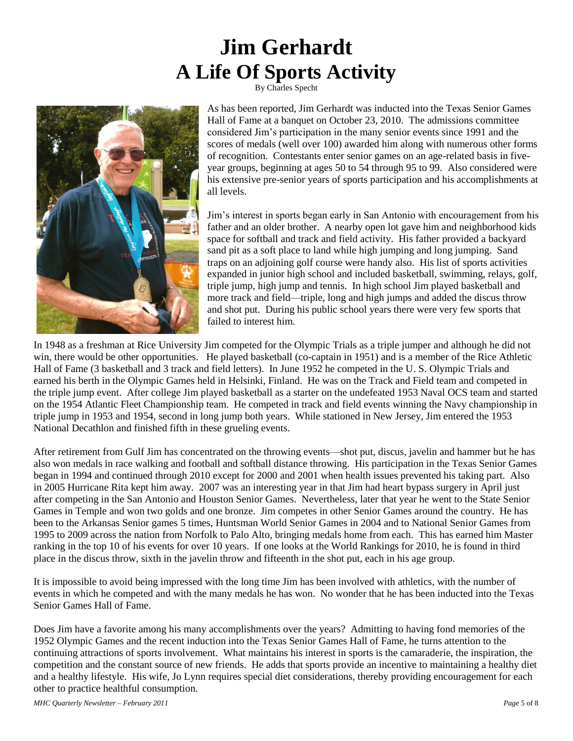# Jim Gerhardt
# A Life Of Sports Activity

By Charles Specht

As has been reported, Jim Gerhardt was inducted into the Texas Senior Games Hall of Fame at a banquet on October 23, 2010. The admissions committee considered Jim's participation in the many senior events since 1991 and the scores of medals (well over 100) awarded him along with numerous other forms of recognition. Contestants enter senior games on an age-related basis in five-year groups, beginning at ages 50 to 54 through 95 to 99. Also considered were his extensive pre-senior years of sports participation and his accomplishments at all levels.

Jim's interest in sports began early in San Antonio with encouragement from his father and an older brother. A nearby open lot gave him and neighborhood kids space for softball and track and field activity. His father provided a backyard sand pit as a soft place to land while high jumping and long jumping. Sand traps on an adjoining golf course were handy also. His list of sports activities expanded in junior high school and included basketball, swimming, relays, golf, triple jump, high jump and tennis. In high school Jim played basketball and more track and field—triple, long and high jumps and added the discus throw and shot put. During his public school years there were very few sports that failed to interest him.

In 1948 as a freshman at Rice University Jim competed for the Olympic Trials as a triple jumper and although he did not win, there would be other opportunities. He played basketball (co-captain in 1951) and is a member of the Rice Athletic Hall of Fame (3 basketball and 3 track and field letters). In June 1952 he competed in the U. S. Olympic Trials and earned his berth in the Olympic Games held in Helsinki, Finland. He was on the Track and Field team and competed in the triple jump event. After college Jim played basketball as a starter on the undefeated 1953 Naval OCS team and started on the 1954 Atlantic Fleet Championship team. He competed in track and field events winning the Navy championship in triple jump in 1953 and 1954, second in long jump both years. While stationed in New Jersey, Jim entered the 1953 National Decathlon and finished fifth in these grueling events.

After retirement from Gulf Jim has concentrated on the throwing events—shot put, discus, javelin and hammer but he has also won medals in race walking and football and softball distance throwing. His participation in the Texas Senior Games began in 1994 and continued through 2010 except for 2000 and 2001 when health issues prevented his taking part. Also in 2005 Hurricane Rita kept him away. 2007 was an interesting year in that Jim had heart bypass surgery in April just after competing in the San Antonio and Houston Senior Games. Nevertheless, later that year he went to the State Senior Games in Temple and won two golds and one bronze. Jim competes in other Senior Games around the country. He has been to the Arkansas Senior games 5 times, Huntsman World Senior Games in 2004 and to National Senior Games from 1995 to 2009 across the nation from Norfolk to Palo Alto, bringing medals home from each. This has earned him Master ranking in the top 10 of his events for over 10 years. If one looks at the World Rankings for 2010, he is found in third place in the discus throw, sixth in the javelin throw and fifteenth in the shot put, each in his age group.

It is impossible to avoid being impressed with the long time Jim has been involved with athletics, with the number of events in which he competed and with the many medals he has won. No wonder that he has been inducted into the Texas Senior Games Hall of Fame.

Does Jim have a favorite among his many accomplishments over the years? Admitting to having fond memories of the 1952 Olympic Games and the recent induction into the Texas Senior Games Hall of Fame, he turns attention to the continuing attractions of sports involvement. What maintains his interest in sports is the camaraderie, the inspiration, the competition and the constant source of new friends. He adds that sports provide an incentive to maintaining a healthy diet and a healthy lifestyle. His wife, Jo Lynn requires special diet considerations, thereby providing encouragement for each other to practice healthful consumption.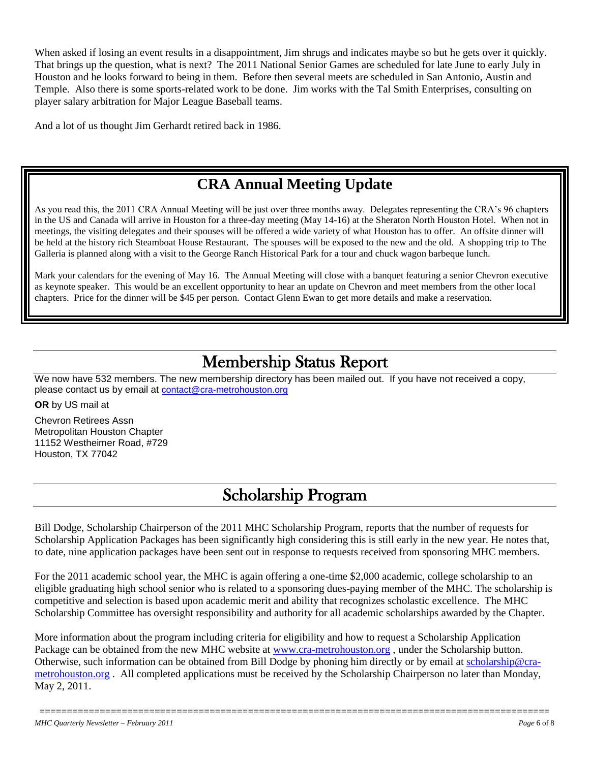When asked if losing an event results in a disappointment, Jim shrugs and indicates maybe so but he gets over it quickly. That brings up the question, what is next? The 2011 National Senior Games are scheduled for late June to early July in Houston and he looks forward to being in them. Before then several meets are scheduled in San Antonio, Austin and Temple. Also there is some sports-related work to be done. Jim works with the Tal Smith Enterprises, consulting on player salary arbitration for Major League Baseball teams.

And a lot of us thought Jim Gerhardt retired back in 1986.

## CRA Annual Meeting Update

As you read this, the 2011 CRA Annual Meeting will be just over three months away. Delegates representing the CRA's 96 chapters in the US and Canada will arrive in Houston for a three-day meeting (May 14-16) at the Sheraton North Houston Hotel. When not in meetings, the visiting delegates and their spouses will be offered a wide variety of what Houston has to offer. An offsite dinner will be held at the history rich Steamboat House Restaurant. The spouses will be exposed to the new and the old. A shopping trip to The Galleria is planned along with a visit to the George Ranch Historical Park for a tour and chuck wagon barbeque lunch.

Mark your calendars for the evening of May 16. The Annual Meeting will close with a banquet featuring a senior Chevron executive as keynote speaker. This would be an excellent opportunity to hear an update on Chevron and meet members from the other local chapters. Price for the dinner will be $45 per person. Contact Glenn Ewan to get more details and make a reservation.

## Membership Status Report

We now have 532 members. The new membership directory has been mailed out. If you have not received a copy, please contact us by email at contact@cra-metrohouston.org

**OR** by US mail at

Chevron Retirees Assn
Metropolitan Houston Chapter
11152 Westheimer Road, #729
Houston, TX 77042

## Scholarship Program

Bill Dodge, Scholarship Chairperson of the 2011 MHC Scholarship Program, reports that the number of requests for Scholarship Application Packages has been significantly high considering this is still early in the new year. He notes that, to date, nine application packages have been sent out in response to requests received from sponsoring MHC members.

For the 2011 academic school year, the MHC is again offering a one-time $2,000 academic, college scholarship to an eligible graduating high school senior who is related to a sponsoring dues-paying member of the MHC. The scholarship is competitive and selection is based upon academic merit and ability that recognizes scholastic excellence. The MHC Scholarship Committee has oversight responsibility and authority for all academic scholarships awarded by the Chapter.

More information about the program including criteria for eligibility and how to request a Scholarship Application Package can be obtained from the new MHC website at www.cra-metrohouston.org , under the Scholarship button. Otherwise, such information can be obtained from Bill Dodge by phoning him directly or by email at scholarship@cra-metrohouston.org . All completed applications must be received by the Scholarship Chairperson no later than Monday, May 2, 2011.